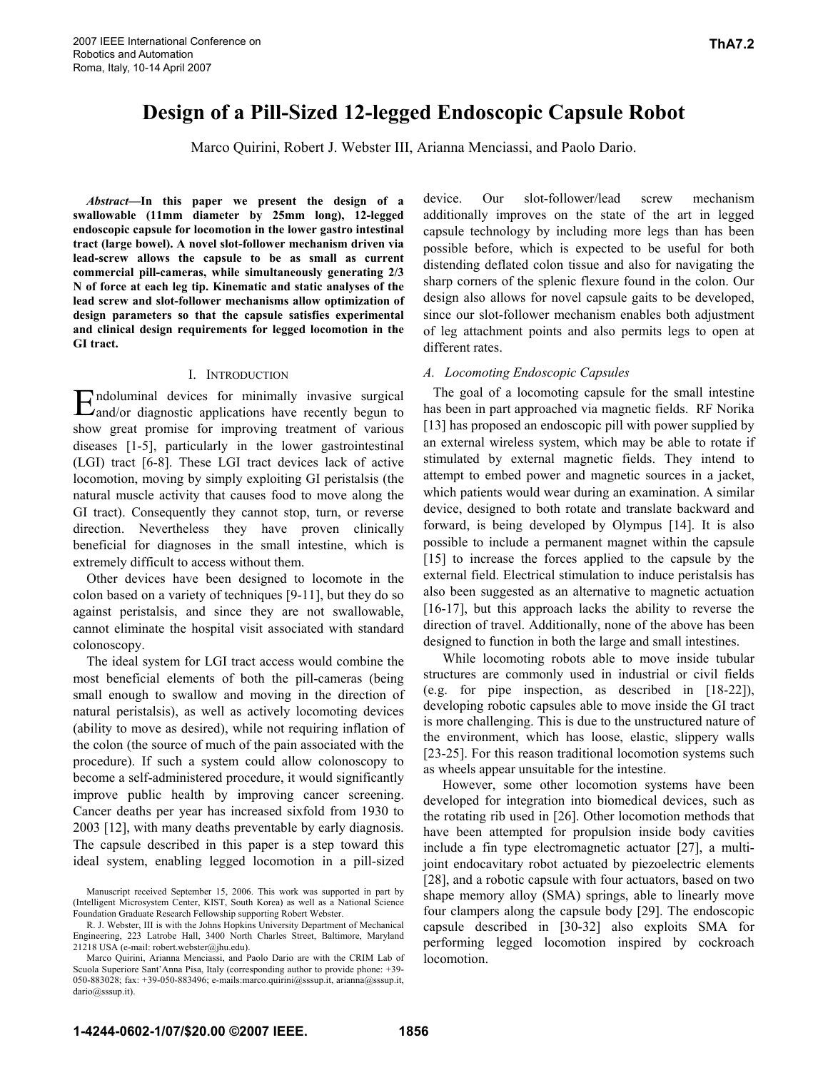# Design of a Pill-Sized 12-legged Endoscopic Capsule Robot

Marco Quirini, Robert J. Webster III, Arianna Menciassi, and Paolo Dario.

***Abstract*—In this paper we present the design of a swallowable (11mm diameter by 25mm long), 12-legged endoscopic capsule for locomotion in the lower gastro intestinal tract (large bowel). A novel slot-follower mechanism driven via lead-screw allows the capsule to be as small as current commercial pill-cameras, while simultaneously generating 2/3 N of force at each leg tip. Kinematic and static analyses of the lead screw and slot-follower mechanisms allow optimization of design parameters so that the capsule satisfies experimental and clinical design requirements for legged locomotion in the GI tract.**

## I. Introduction

Endoluminal devices for minimally invasive surgical and/or diagnostic applications have recently begun to show great promise for improving treatment of various diseases [1-5], particularly in the lower gastrointestinal (LGI) tract [6-8]. These LGI tract devices lack of active locomotion, moving by simply exploiting GI peristalsis (the natural muscle activity that causes food to move along the GI tract). Consequently they cannot stop, turn, or reverse direction. Nevertheless they have proven clinically beneficial for diagnoses in the small intestine, which is extremely difficult to access without them.

Other devices have been designed to locomote in the colon based on a variety of techniques [9-11], but they do so against peristalsis, and since they are not swallowable, cannot eliminate the hospital visit associated with standard colonoscopy.

The ideal system for LGI tract access would combine the most beneficial elements of both the pill-cameras (being small enough to swallow and moving in the direction of natural peristalsis), as well as actively locomoting devices (ability to move as desired), while not requiring inflation of the colon (the source of much of the pain associated with the procedure). If such a system could allow colonoscopy to become a self-administered procedure, it would significantly improve public health by improving cancer screening. Cancer deaths per year has increased sixfold from 1930 to 2003 [12], with many deaths preventable by early diagnosis. The capsule described in this paper is a step toward this ideal system, enabling legged locomotion in a pill-sized device. Our slot-follower/lead screw mechanism additionally improves on the state of the art in legged capsule technology by including more legs than has been possible before, which is expected to be useful for both distending deflated colon tissue and also for navigating the sharp corners of the splenic flexure found in the colon. Our design also allows for novel capsule gaits to be developed, since our slot-follower mechanism enables both adjustment of leg attachment points and also permits legs to open at different rates.

Manuscript received September 15, 2006. This work was supported in part by (Intelligent Microsystem Center, KIST, South Korea) as well as a National Science Foundation Graduate Research Fellowship supporting Robert Webster.

R. J. Webster, III is with the Johns Hopkins University Department of Mechanical Engineering, 223 Latrobe Hall, 3400 North Charles Street, Baltimore, Maryland 21218 USA (e-mail: robert.webster@jhu.edu).

Marco Quirini, Arianna Menciassi, and Paolo Dario are with the CRIM Lab of Scuola Superiore Sant'Anna Pisa, Italy (corresponding author to provide phone: +39-050-883028; fax: +39-050-883496; e-mails:marco.quirini@sssup.it, arianna@sssup.it, dario@sssup.it).

### A. Locomoting Endoscopic Capsules

The goal of a locomoting capsule for the small intestine has been in part approached via magnetic fields. RF Norika [13] has proposed an endoscopic pill with power supplied by an external wireless system, which may be able to rotate if stimulated by external magnetic fields. They intend to attempt to embed power and magnetic sources in a jacket, which patients would wear during an examination. A similar device, designed to both rotate and translate backward and forward, is being developed by Olympus [14]. It is also possible to include a permanent magnet within the capsule [15] to increase the forces applied to the capsule by the external field. Electrical stimulation to induce peristalsis has also been suggested as an alternative to magnetic actuation [16-17], but this approach lacks the ability to reverse the direction of travel. Additionally, none of the above has been designed to function in both the large and small intestines.

While locomoting robots able to move inside tubular structures are commonly used in industrial or civil fields (e.g. for pipe inspection, as described in [18-22]), developing robotic capsules able to move inside the GI tract is more challenging. This is due to the unstructured nature of the environment, which has loose, elastic, slippery walls [23-25]. For this reason traditional locomotion systems such as wheels appear unsuitable for the intestine.

However, some other locomotion systems have been developed for integration into biomedical devices, such as the rotating rib used in [26]. Other locomotion methods that have been attempted for propulsion inside body cavities include a fin type electromagnetic actuator [27], a multi-joint endocavitary robot actuated by piezoelectric elements [28], and a robotic capsule with four actuators, based on two shape memory alloy (SMA) springs, able to linearly move four clampers along the capsule body [29]. The endoscopic capsule described in [30-32] also exploits SMA for performing legged locomotion inspired by cockroach locomotion.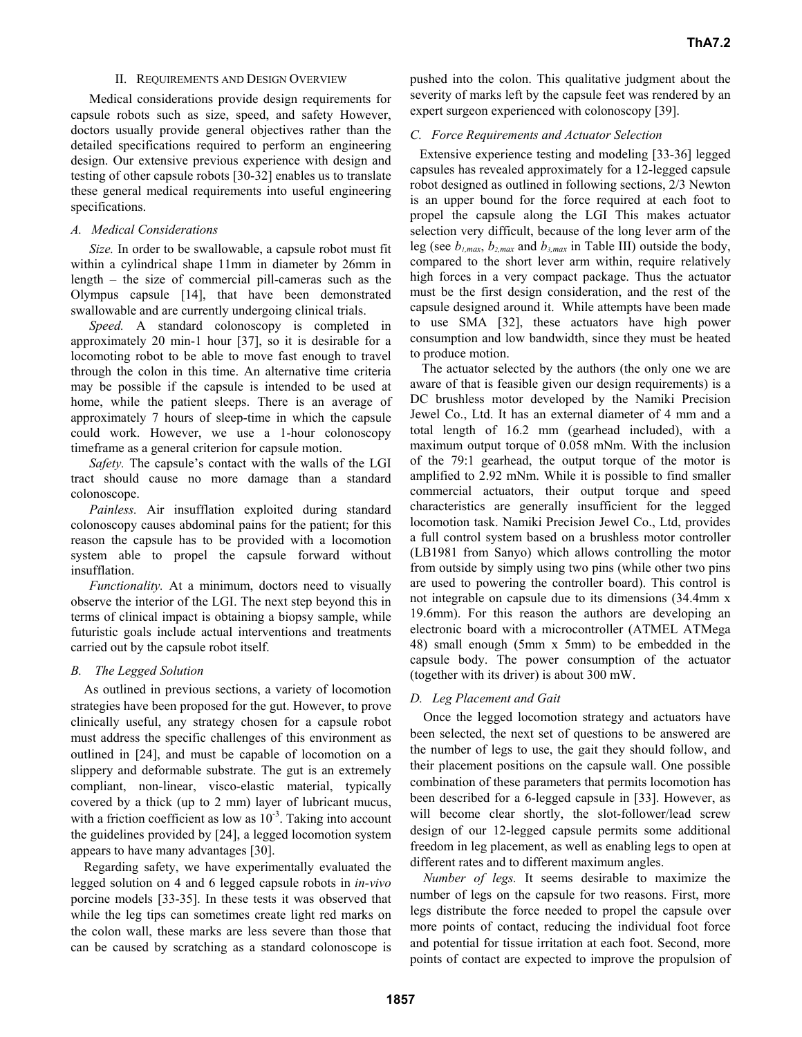## II. Requirements and Design Overview

Medical considerations provide design requirements for capsule robots such as size, speed, and safety However, doctors usually provide general objectives rather than the detailed specifications required to perform an engineering design. Our extensive previous experience with design and testing of other capsule robots [30-32] enables us to translate these general medical requirements into useful engineering specifications.

### A. Medical Considerations

*Size.* In order to be swallowable, a capsule robot must fit within a cylindrical shape 11mm in diameter by 26mm in length – the size of commercial pill-cameras such as the Olympus capsule [14], that have been demonstrated swallowable and are currently undergoing clinical trials.

*Speed.* A standard colonoscopy is completed in approximately 20 min-1 hour [37], so it is desirable for a locomoting robot to be able to move fast enough to travel through the colon in this time. An alternative time criteria may be possible if the capsule is intended to be used at home, while the patient sleeps. There is an average of approximately 7 hours of sleep-time in which the capsule could work. However, we use a 1-hour colonoscopy timeframe as a general criterion for capsule motion.

*Safety.* The capsule's contact with the walls of the LGI tract should cause no more damage than a standard colonoscope.

*Painless.* Air insufflation exploited during standard colonoscopy causes abdominal pains for the patient; for this reason the capsule has to be provided with a locomotion system able to propel the capsule forward without insufflation.

*Functionality.* At a minimum, doctors need to visually observe the interior of the LGI. The next step beyond this in terms of clinical impact is obtaining a biopsy sample, while futuristic goals include actual interventions and treatments carried out by the capsule robot itself.

### B. The Legged Solution

As outlined in previous sections, a variety of locomotion strategies have been proposed for the gut. However, to prove clinically useful, any strategy chosen for a capsule robot must address the specific challenges of this environment as outlined in [24], and must be capable of locomotion on a slippery and deformable substrate. The gut is an extremely compliant, non-linear, visco-elastic material, typically covered by a thick (up to 2 mm) layer of lubricant mucus, with a friction coefficient as low as $10^{-3}$. Taking into account the guidelines provided by [24], a legged locomotion system appears to have many advantages [30].

Regarding safety, we have experimentally evaluated the legged solution on 4 and 6 legged capsule robots in *in-vivo* porcine models [33-35]. In these tests it was observed that while the leg tips can sometimes create light red marks on the colon wall, these marks are less severe than those that can be caused by scratching as a standard colonoscope is pushed into the colon. This qualitative judgment about the severity of marks left by the capsule feet was rendered by an expert surgeon experienced with colonoscopy [39].

### C. Force Requirements and Actuator Selection

Extensive experience testing and modeling [33-36] legged capsules has revealed approximately for a 12-legged capsule robot designed as outlined in following sections, 2/3 Newton is an upper bound for the force required at each foot to propel the capsule along the LGI This makes actuator selection very difficult, because of the long lever arm of the leg (see $b_{1,max}$, $b_{2,max}$ and $b_{3,max}$ in Table III) outside the body, compared to the short lever arm within, require relatively high forces in a very compact package. Thus the actuator must be the first design consideration, and the rest of the capsule designed around it. While attempts have been made to use SMA [32], these actuators have high power consumption and low bandwidth, since they must be heated to produce motion.

The actuator selected by the authors (the only one we are aware of that is feasible given our design requirements) is a DC brushless motor developed by the Namiki Precision Jewel Co., Ltd. It has an external diameter of 4 mm and a total length of 16.2 mm (gearhead included), with a maximum output torque of 0.058 mNm. With the inclusion of the 79:1 gearhead, the output torque of the motor is amplified to 2.92 mNm. While it is possible to find smaller commercial actuators, their output torque and speed characteristics are generally insufficient for the legged locomotion task. Namiki Precision Jewel Co., Ltd, provides a full control system based on a brushless motor controller (LB1981 from Sanyo) which allows controlling the motor from outside by simply using two pins (while other two pins are used to powering the controller board). This control is not integrable on capsule due to its dimensions (34.4mm x 19.6mm). For this reason the authors are developing an electronic board with a microcontroller (ATMEL ATMega 48) small enough (5mm x 5mm) to be embedded in the capsule body. The power consumption of the actuator (together with its driver) is about 300 mW.

### D. Leg Placement and Gait

Once the legged locomotion strategy and actuators have been selected, the next set of questions to be answered are the number of legs to use, the gait they should follow, and their placement positions on the capsule wall. One possible combination of these parameters that permits locomotion has been described for a 6-legged capsule in [33]. However, as will become clear shortly, the slot-follower/lead screw design of our 12-legged capsule permits some additional freedom in leg placement, as well as enabling legs to open at different rates and to different maximum angles.

*Number of legs.* It seems desirable to maximize the number of legs on the capsule for two reasons. First, more legs distribute the force needed to propel the capsule over more points of contact, reducing the individual foot force and potential for tissue irritation at each foot. Second, more points of contact are expected to improve the propulsion of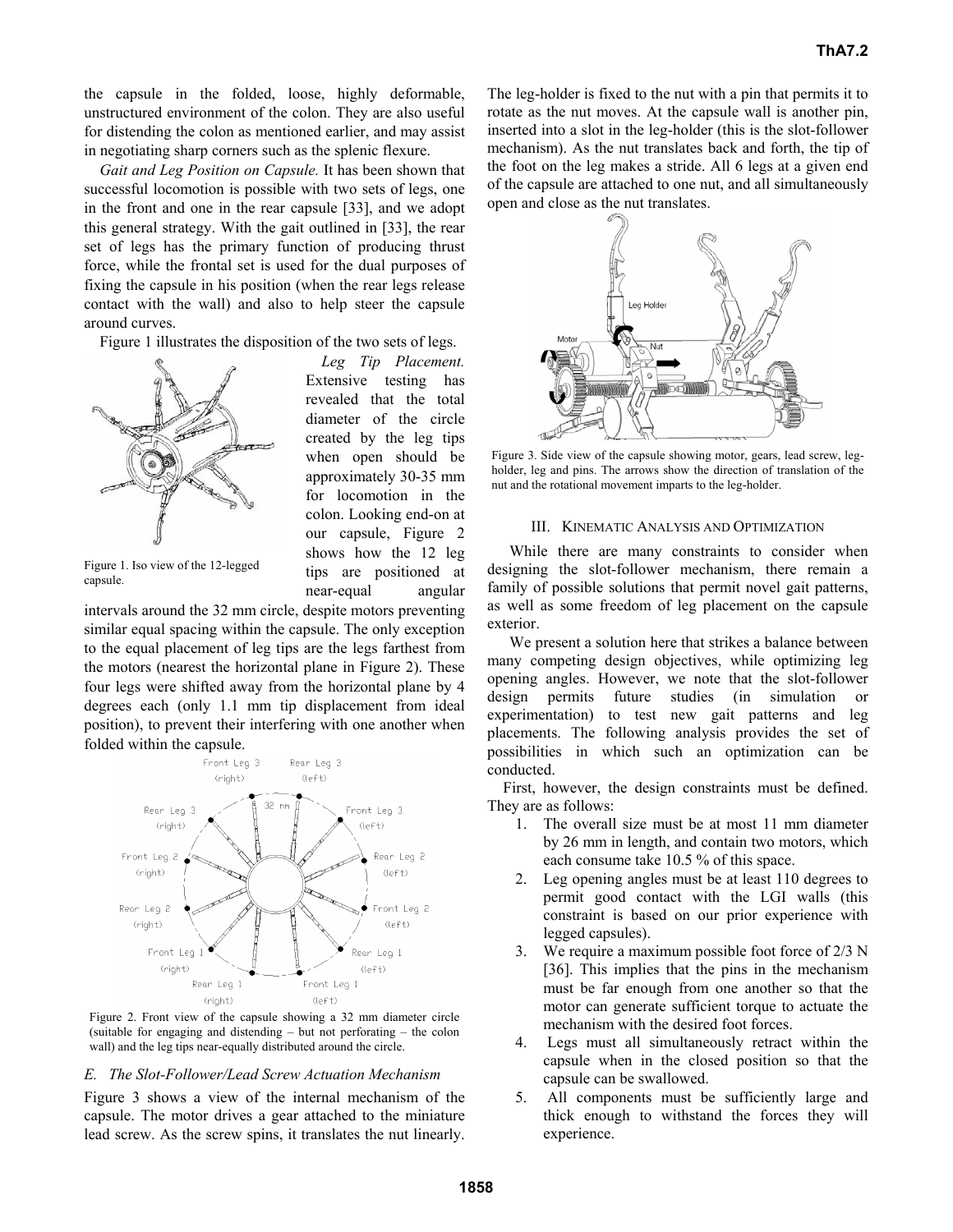the capsule in the folded, loose, highly deformable, unstructured environment of the colon. They are also useful for distending the colon as mentioned earlier, and may assist in negotiating sharp corners such as the splenic flexure.

*Gait and Leg Position on Capsule.* It has been shown that successful locomotion is possible with two sets of legs, one in the front and one in the rear capsule [33], and we adopt this general strategy. With the gait outlined in [33], the rear set of legs has the primary function of producing thrust force, while the frontal set is used for the dual purposes of fixing the capsule in his position (when the rear legs release contact with the wall) and also to help steer the capsule around curves.

Figure 1 illustrates the disposition of the two sets of legs.

Figure 1. Iso view of the 12-legged capsule.

*Leg Tip Placement.* Extensive testing has revealed that the total diameter of the circle created by the leg tips when open should be approximately 30-35 mm for locomotion in the colon. Looking end-on at our capsule, Figure 2 shows how the 12 leg tips are positioned at near-equal angular intervals around the 32 mm circle, despite motors preventing similar equal spacing within the capsule. The only exception to the equal placement of leg tips are the legs farthest from the motors (nearest the horizontal plane in Figure 2). These four legs were shifted away from the horizontal plane by 4 degrees each (only 1.1 mm tip displacement from ideal position), to prevent their interfering with one another when folded within the capsule.

Figure 2. Front view of the capsule showing a 32 mm diameter circle (suitable for engaging and distending – but not perforating – the colon wall) and the leg tips near-equally distributed around the circle.

### E. The Slot-Follower/Lead Screw Actuation Mechanism

Figure 3 shows a view of the internal mechanism of the capsule. The motor drives a gear attached to the miniature lead screw. As the screw spins, it translates the nut linearly. The leg-holder is fixed to the nut with a pin that permits it to rotate as the nut moves. At the capsule wall is another pin, inserted into a slot in the leg-holder (this is the slot-follower mechanism). As the nut translates back and forth, the tip of the foot on the leg makes a stride. All 6 legs at a given end of the capsule are attached to one nut, and all simultaneously open and close as the nut translates.

Figure 3. Side view of the capsule showing motor, gears, lead screw, leg-holder, leg and pins. The arrows show the direction of translation of the nut and the rotational movement imparts to the leg-holder.

## III. Kinematic Analysis and Optimization

While there are many constraints to consider when designing the slot-follower mechanism, there remain a family of possible solutions that permit novel gait patterns, as well as some freedom of leg placement on the capsule exterior.

We present a solution here that strikes a balance between many competing design objectives, while optimizing leg opening angles. However, we note that the slot-follower design permits future studies (in simulation or experimentation) to test new gait patterns and leg placements. The following analysis provides the set of possibilities in which such an optimization can be conducted.

First, however, the design constraints must be defined. They are as follows:

1. The overall size must be at most 11 mm diameter by 26 mm in length, and contain two motors, which each consume take 10.5 % of this space.
2. Leg opening angles must be at least 110 degrees to permit good contact with the LGI walls (this constraint is based on our prior experience with legged capsules).
3. We require a maximum possible foot force of 2/3 N [36]. This implies that the pins in the mechanism must be far enough from one another so that the motor can generate sufficient torque to actuate the mechanism with the desired foot forces.
4. Legs must all simultaneously retract within the capsule when in the closed position so that the capsule can be swallowed.
5. All components must be sufficiently large and thick enough to withstand the forces they will experience.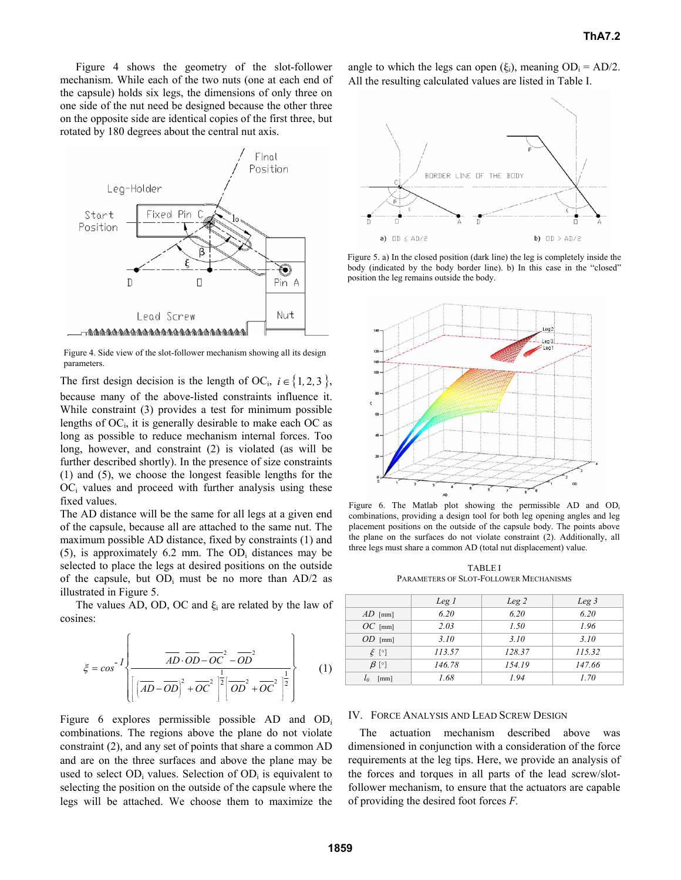Figure 4 shows the geometry of the slot-follower mechanism. While each of the two nuts (one at each end of the capsule) holds six legs, the dimensions of only three on one side of the nut need be designed because the other three on the opposite side are identical copies of the first three, but rotated by 180 degrees about the central nut axis.

Figure 4. Side view of the slot-follower mechanism showing all its design parameters.

The first design decision is the length of $OC_i$, $i \in \{1, 2, 3\}$, because many of the above-listed constraints influence it. While constraint (3) provides a test for minimum possible lengths of $OC_i$, it is generally desirable to make each OC as long as possible to reduce mechanism internal forces. Too long, however, and constraint (2) is violated (as will be further described shortly). In the presence of size constraints (1) and (5), we choose the longest feasible lengths for the $OC_i$ values and proceed with further analysis using these fixed values.

The AD distance will be the same for all legs at a given end of the capsule, because all are attached to the same nut. The maximum possible AD distance, fixed by constraints (1) and (5), is approximately 6.2 mm. The $OD_i$ distances may be selected to place the legs at desired positions on the outside of the capsule, but $OD_i$ must be no more than AD/2 as illustrated in Figure 5.

The values AD, OD, OC and $\xi_i$ are related by the law of cosines:

$$\xi = \cos^{-1}\left\{ \frac{\overline{AD}\cdot\overline{OD} - \overline{OC}^2 - \overline{OD}^2}{\left[\left(\overline{AD}-\overline{OD}\right)^2 + \overline{OC}^2\right]^{\frac{1}{2}}\left[\overline{OD}^2 + \overline{OC}^2\right]^{\frac{1}{2}}} \right\} \quad (1)$$

Figure 6 explores permissible possible AD and $OD_i$ combinations. The regions above the plane do not violate constraint (2), and any set of points that share a common AD and are on the three surfaces and above the plane may be used to select $OD_i$ values. Selection of $OD_i$ is equivalent to selecting the position on the outside of the capsule where the legs will be attached. We choose them to maximize the angle to which the legs can open ($\xi_i$), meaning $OD_i$ = AD/2. All the resulting calculated values are listed in Table I.

Figure 5. a) In the closed position (dark line) the leg is completely inside the body (indicated by the body border line). b) In this case in the "closed" position the leg remains outside the body.

Figure 6. The Matlab plot showing the permissible AD and $OD_i$ combinations, providing a design tool for both leg opening angles and leg placement positions on the outside of the capsule body. The points above the plane on the surfaces do not violate constraint (2). Additionally, all three legs must share a common AD (total nut displacement) value.

TABLE I
PARAMETERS OF SLOT-FOLLOWER MECHANISMS

| | *Leg 1* | *Leg 2* | *Leg 3* |
|---|---|---|---|
| *AD* [mm] | 6.20 | 6.20 | 6.20 |
| *OC* [mm] | 2.03 | 1.50 | 1.96 |
| *OD* [mm] | 3.10 | 3.10 | 3.10 |
| $\xi$ [°] | 113.57 | 128.37 | 115.32 |
| $\beta$ [°] | 146.78 | 154.19 | 147.66 |
| $l_0$ [mm] | 1.68 | 1.94 | 1.70 |

## IV. Force Analysis and Lead Screw Design

The actuation mechanism described above was dimensioned in conjunction with a consideration of the force requirements at the leg tips. Here, we provide an analysis of the forces and torques in all parts of the lead screw/slot-follower mechanism, to ensure that the actuators are capable of providing the desired foot forces *F*.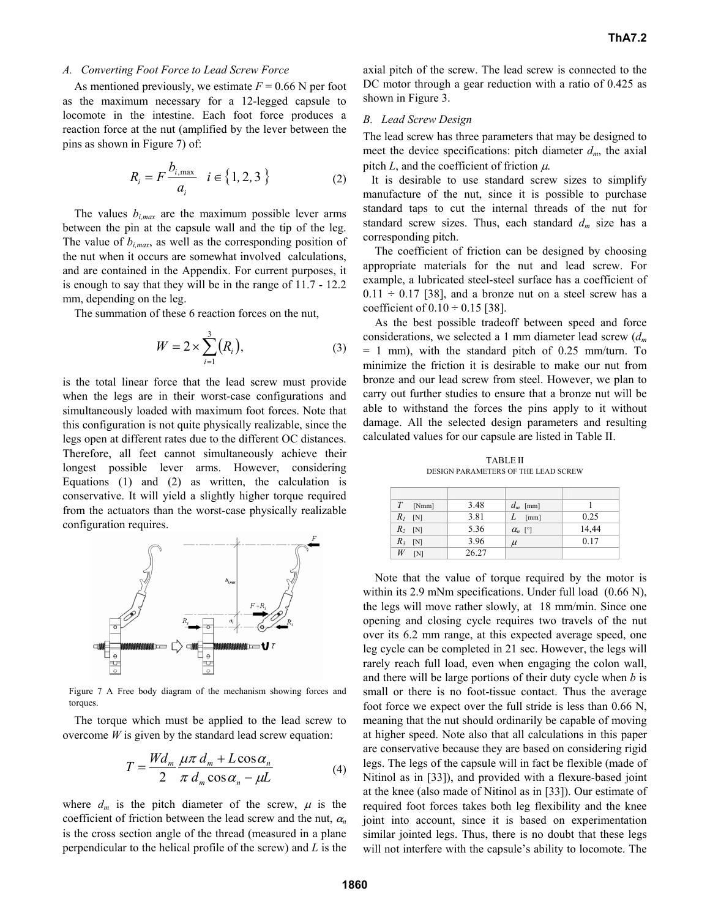## A. Converting Foot Force to Lead Screw Force

As mentioned previously, we estimate $F = 0.66$ N per foot as the maximum necessary for a 12-legged capsule to locomote in the intestine. Each foot force produces a reaction force at the nut (amplified by the lever between the pins as shown in Figure 7) of:

$$R_i = F\frac{b_{i,\max}}{a_i} \quad i \in \{1,2,3\} \tag{2}$$

The values $b_{i,max}$ are the maximum possible lever arms between the pin at the capsule wall and the tip of the leg. The value of $b_{i,max}$, as well as the corresponding position of the nut when it occurs are somewhat involved calculations, and are contained in the Appendix. For current purposes, it is enough to say that they will be in the range of 11.7 - 12.2 mm, depending on the leg.

The summation of these 6 reaction forces on the nut,

$$W = 2\times\sum_{i=1}^{3}(R_i), \tag{3}$$

is the total linear force that the lead screw must provide when the legs are in their worst-case configurations and simultaneously loaded with maximum foot forces. Note that this configuration is not quite physically realizable, since the legs open at different rates due to the different OC distances. Therefore, all feet cannot simultaneously achieve their longest possible lever arms. However, considering Equations (1) and (2) as written, the calculation is conservative. It will yield a slightly higher torque required from the actuators than the worst-case physically realizable configuration requires.

Figure 7 A Free body diagram of the mechanism showing forces and torques.

The torque which must be applied to the lead screw to overcome $W$ is given by the standard lead screw equation:

$$T = \frac{Wd_m}{2}\frac{\mu\pi\, d_m + L\cos\alpha_n}{\pi\, d_m\cos\alpha_n - \mu L} \tag{4}$$

where $d_m$ is the pitch diameter of the screw, $\mu$ is the coefficient of friction between the lead screw and the nut, $\alpha_n$ is the cross section angle of the thread (measured in a plane perpendicular to the helical profile of the screw) and $L$ is the axial pitch of the screw. The lead screw is connected to the DC motor through a gear reduction with a ratio of 0.425 as shown in Figure 3.

## B. Lead Screw Design

The lead screw has three parameters that may be designed to meet the device specifications: pitch diameter $d_m$, the axial pitch $L$, and the coefficient of friction $\mu$.

It is desirable to use standard screw sizes to simplify manufacture of the nut, since it is possible to purchase standard taps to cut the internal threads of the nut for standard screw sizes. Thus, each standard $d_m$ size has a corresponding pitch.

The coefficient of friction can be designed by choosing appropriate materials for the nut and lead screw. For example, a lubricated steel-steel surface has a coefficient of 0.11 ÷ 0.17 [38], and a bronze nut on a steel screw has a coefficient of 0.10 ÷ 0.15 [38].

As the best possible tradeoff between speed and force considerations, we selected a 1 mm diameter lead screw ($d_m$ = 1 mm), with the standard pitch of 0.25 mm/turn. To minimize the friction it is desirable to make our nut from bronze and our lead screw from steel. However, we plan to carry out further studies to ensure that a bronze nut will be able to withstand the forces the pins apply to it without damage. All the selected design parameters and resulting calculated values for our capsule are listed in Table II.

TABLE II
DESIGN PARAMETERS OF THE LEAD SCREW

| | | | |
|---|---|---|---|
| $T$ [Nmm] | 3.48 | $d_m$ [mm] | 1 |
| $R_1$ [N] | 3.81 | $L$ [mm] | 0.25 |
| $R_2$ [N] | 5.36 | $\alpha_n$ [°] | 14,44 |
| $R_3$ [N] | 3.96 | $\mu$ | 0.17 |
| $W$ [N] | 26.27 | | |

Note that the value of torque required by the motor is within its 2.9 mNm specifications. Under full load (0.66 N), the legs will move rather slowly, at 18 mm/min. Since one opening and closing cycle requires two travels of the nut over its 6.2 mm range, at this expected average speed, one leg cycle can be completed in 21 sec. However, the legs will rarely reach full load, even when engaging the colon wall, and there will be large portions of their duty cycle when $b$ is small or there is no foot-tissue contact. Thus the average foot force we expect over the full stride is less than 0.66 N, meaning that the nut should ordinarily be capable of moving at higher speed. Note also that all calculations in this paper are conservative because they are based on considering rigid legs. The legs of the capsule will in fact be flexible (made of Nitinol as in [33]), and provided with a flexure-based joint at the knee (also made of Nitinol as in [33]). Our estimate of required foot forces takes both leg flexibility and the knee joint into account, since it is based on experimentation similar jointed legs. Thus, there is no doubt that these legs will not interfere with the capsule's ability to locomote. The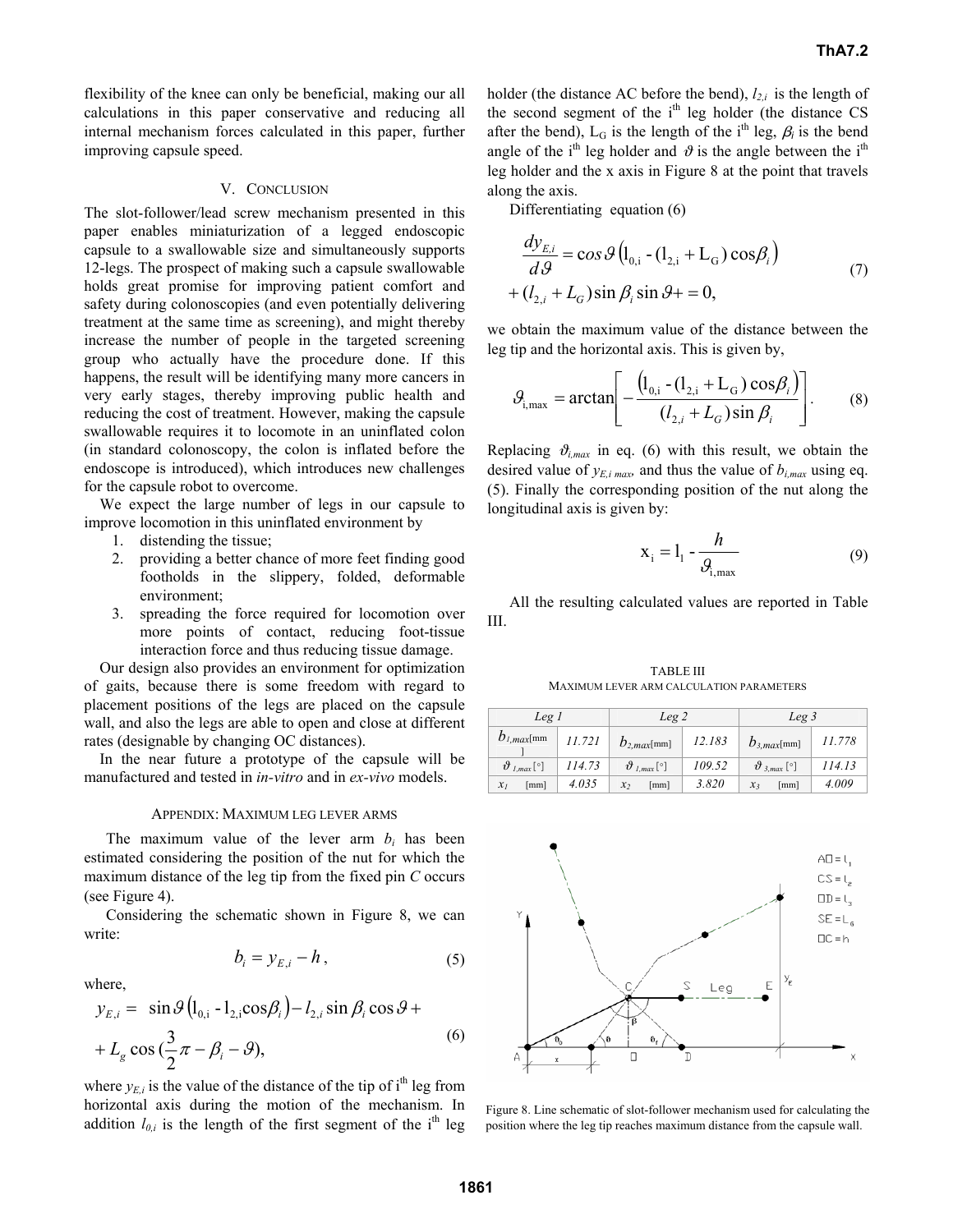flexibility of the knee can only be beneficial, making our all calculations in this paper conservative and reducing all internal mechanism forces calculated in this paper, further improving capsule speed.

## V. Conclusion

The slot-follower/lead screw mechanism presented in this paper enables miniaturization of a legged endoscopic capsule to a swallowable size and simultaneously supports 12-legs. The prospect of making such a capsule swallowable holds great promise for improving patient comfort and safety during colonoscopies (and even potentially delivering treatment at the same time as screening), and might thereby increase the number of people in the targeted screening group who actually have the procedure done. If this happens, the result will be identifying many more cancers in very early stages, thereby improving public health and reducing the cost of treatment. However, making the capsule swallowable requires it to locomote in an uninflated colon (in standard colonoscopy, the colon is inflated before the endoscope is introduced), which introduces new challenges for the capsule robot to overcome.

We expect the large number of legs in our capsule to improve locomotion in this uninflated environment by

1. distending the tissue;
2. providing a better chance of more feet finding good footholds in the slippery, folded, deformable environment;
3. spreading the force required for locomotion over more points of contact, reducing foot-tissue interaction force and thus reducing tissue damage.

Our design also provides an environment for optimization of gaits, because there is some freedom with regard to placement positions of the legs are placed on the capsule wall, and also the legs are able to open and close at different rates (designable by changing OC distances).

In the near future a prototype of the capsule will be manufactured and tested in *in-vitro* and in *ex-vivo* models.

## Appendix: Maximum leg lever arms

The maximum value of the lever arm $b_i$ has been estimated considering the position of the nut for which the maximum distance of the leg tip from the fixed pin *C* occurs (see Figure 4).

Considering the schematic shown in Figure 8, we can write:

$$b_i = y_{E,i} - h, \tag{5}$$

where,

$$y_{E,i} = \sin\vartheta\left(l_{0,i} - l_{2,i}\cos\beta_i\right) - l_{2,i}\sin\beta_i\cos\vartheta + L_g\cos\left(\frac{3}{2}\pi - \beta_i - \vartheta\right), \tag{6}$$

where $y_{E,i}$ is the value of the distance of the tip of i[th] leg from horizontal axis during the motion of the mechanism. In addition $l_{0,i}$ is the length of the first segment of the i[th] leg holder (the distance AC before the bend), $l_{2,i}$ is the length of the second segment of the i[th] leg holder (the distance CS after the bend), $L_G$ is the length of the i[th] leg, $\beta_i$ is the bend angle of the i[th] leg holder and $\vartheta$ is the angle between the i[th] leg holder and the x axis in Figure 8 at the point that travels along the axis.

Differentiating equation (6)

$$\frac{dy_{E,i}}{d\vartheta} = \cos\vartheta\left(l_{0,i} - (l_{2,i} + L_G)\cos\beta_i\right) + (l_{2,i} + L_G)\sin\beta_i\sin\vartheta + = 0, \tag{7}$$

we obtain the maximum value of the distance between the leg tip and the horizontal axis. This is given by,

$$\vartheta_{i,\max} = \arctan\left[-\frac{\left(l_{0,i} - (l_{2,i} + L_G)\cos\beta_i\right)}{(l_{2,i} + L_G)\sin\beta_i}\right]. \tag{8}$$

Replacing $\vartheta_{i,max}$ in eq. (6) with this result, we obtain the desired value of $y_{E,i\ max}$, and thus the value of $b_{i,max}$ using eq. (5). Finally the corresponding position of the nut along the longitudinal axis is given by:

$$x_i = l_1 - \frac{h}{\vartheta_{i,\max}} \tag{9}$$

All the resulting calculated values are reported in Table III.

TABLE III
MAXIMUM LEVER ARM CALCULATION PARAMETERS

| Leg 1 | | Leg 2 | | Leg 3 | |
|---|---|---|---|---|---|
| $b_{1,max}$[mm] | 11.721 | $b_{2,max}$[mm] | 12.183 | $b_{3,max}$[mm] | 11.778 |
| $\vartheta_{1,max}$ [°] | 114.73 | $\vartheta_{1,max}$ [°] | 109.52 | $\vartheta_{3,max}$ [°] | 114.13 |
| $x_1$ [mm] | 4.035 | $x_2$ [mm] | 3.820 | $x_3$ [mm] | 4.009 |

Figure 8. Line schematic of slot-follower mechanism used for calculating the position where the leg tip reaches maximum distance from the capsule wall.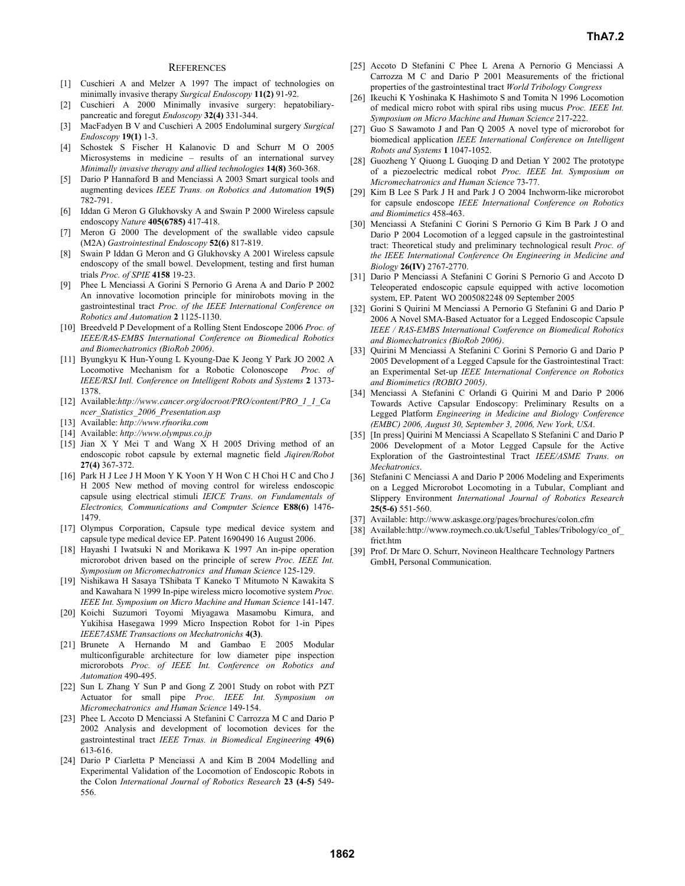## REFERENCES

[1] Cuschieri A and Melzer A 1997 The impact of technologies on minimally invasive therapy *Surgical Endoscopy* **11(2)** 91-92.

[2] Cuschieri A 2000 Minimally invasive surgery: hepatobiliary-pancreatic and foregut *Endoscopy* **32(4)** 331-344.

[3] MacFadyen B V and Cuschieri A 2005 Endoluminal surgery *Surgical Endoscopy* **19(1)** 1-3.

[4] Schostek S Fischer H Kalanovic D and Schurr M O 2005 Microsystems in medicine – results of an international survey *Minimally invasive therapy and allied technologies* **14(8)** 360-368.

[5] Dario P Hannaford B and Menciassi A 2003 Smart surgical tools and augmenting devices *IEEE Trans. on Robotics and Automation* **19(5)** 782-791.

[6] Iddan G Meron G Glukhovsky A and Swain P 2000 Wireless capsule endoscopy *Nature* **405(6785)** 417-418.

[7] Meron G 2000 The development of the swallable video capsule (M2A) *Gastrointestinal Endoscopy* **52(6)** 817-819.

[8] Swain P Iddan G Meron and G Glukhovsky A 2001 Wireless capsule endoscopy of the small bowel. Development, testing and first human trials *Proc. of SPIE* **4158** 19-23.

[9] Phee L Menciassi A Gorini S Pernorio G Arena A and Dario P 2002 An innovative locomotion principle for minirobots moving in the gastrointestinal tract *Proc. of the IEEE International Conference on Robotics and Automation* **2** 1125-1130.

[10] Breedveld P Development of a Rolling Stent Endoscope 2006 *Proc. of IEEE/RAS-EMBS International Conference on Biomedical Robotics and Biomechatronics (BioRob 2006).*

[11] Byungkyu K Hun-Young L Kyoung-Dae K Jeong Y Park JO 2002 A Locomotive Mechanism for a Robotic Colonoscope *Proc. of IEEE/RSJ Intl. Conference on Intelligent Robots and Systems* **2** 1373-1378.

[12] Available:*http://www.cancer.org/docroot/PRO/content/PRO_1_1_Cancer_Statistics_2006_Presentation.asp*

[13] Available: *http://www.rfnorika.com*

[14] Available: *http://www.olympus.co.jp*

[15] Jian X Y Mei T and Wang X H 2005 Driving method of an endoscopic robot capsule by external magnetic field *Jiqiren/Robot* **27(4)** 367-372.

[16] Park H J Lee J H Moon Y K Yoon Y H Won C H Choi H C and Cho J H 2005 New method of moving control for wireless endoscopic capsule using electrical stimuli *IEICE Trans. on Fundamentals of Electronics, Communications and Computer Science* **E88(6)** 1476-1479.

[17] Olympus Corporation, Capsule type medical device system and capsule type medical device EP. Patent 1690490 16 August 2006.

[18] Hayashi I Iwatsuki N and Morikawa K 1997 An in-pipe operation microrobot driven based on the principle of screw *Proc. IEEE Int. Symposium on Micromechatronics and Human Science* 125-129.

[19] Nishikawa H Sasaya TShibata T Kaneko T Mitumoto N Kawakita S and Kawahara N 1999 In-pipe wireless micro locomotive system *Proc. IEEE Int. Symposium on Micro Machine and Human Science* 141-147.

[20] Koichi Suzumori Toyomi Miyagawa Masamobu Kimura, and Yukihisa Hasegawa 1999 Micro Inspection Robot for 1-in Pipes *IEEE7ASME Transactions on Mechatronichs* **4(3)**.

[21] Brunete A Hernando M and Gambao E 2005 Modular multiconfigurable architecture for low diameter pipe inspection microrobots *Proc. of IEEE Int. Conference on Robotics and Automation* 490-495.

[22] Sun L Zhang Y Sun P and Gong Z 2001 Study on robot with PZT Actuator for small pipe *Proc. IEEE Int. Symposium on Micromechatronics and Human Science* 149-154.

[23] Phee L Accoto D Menciassi A Stefanini C Carrozza M C and Dario P 2002 Analysis and development of locomotion devices for the gastrointestinal tract *IEEE Trnas. in Biomedical Engineering* **49(6)** 613-616.

[24] Dario P Ciarletta P Menciassi A and Kim B 2004 Modelling and Experimental Validation of the Locomotion of Endoscopic Robots in the Colon *International Journal of Robotics Research* **23 (4-5)** 549-556.

[25] Accoto D Stefanini C Phee L Arena A Pernorio G Menciassi A Carrozza M C and Dario P 2001 Measurements of the frictional properties of the gastrointestinal tract *World Tribology Congress*

[26] Ikeuchi K Yoshinaka K Hashimoto S and Tomita N 1996 Locomotion of medical micro robot with spiral ribs using mucus *Proc. IEEE Int. Symposium on Micro Machine and Human Science* 217-222.

[27] Guo S Sawamoto J and Pan Q 2005 A novel type of microrobot for biomedical application *IEEE International Conference on Intelligent Robots and Systems* **1** 1047-1052.

[28] Guozheng Y Qiuong L Guoqing D and Detian Y 2002 The prototype of a piezoelectric medical robot *Proc. IEEE Int. Symposium on Micromechatronics and Human Science* 73-77.

[29] Kim B Lee S Park J H and Park J O 2004 Inchworm-like microrobot for capsule endoscope *IEEE International Conference on Robotics and Biomimetics* 458-463.

[30] Menciassi A Stefanini C Gorini S Pernorio G Kim B Park J O and Dario P 2004 Locomotion of a legged capsule in the gastrointestinal tract: Theoretical study and preliminary technological result *Proc. of the IEEE International Conference On Engineering in Medicine and Biology* **26(IV)** 2767-2770.

[31] Dario P Menciassi A Stefanini C Gorini S Pernorio G and Accoto D Teleoperated endoscopic capsule equipped with active locomotion system, EP. Patent WO 2005082248 09 September 2005

[32] Gorini S Quirini M Menciassi A Pernorio G Stefanini G and Dario P 2006 A Novel SMA-Based Actuator for a Legged Endoscopic Capsule *IEEE / RAS-EMBS International Conference on Biomedical Robotics and Biomechatronics (BioRob 2006)*.

[33] Quirini M Menciassi A Stefanini C Gorini S Pernorio G and Dario P 2005 Development of a Legged Capsule for the Gastrointestinal Tract: an Experimental Set-up *IEEE International Conference on Robotics and Biomimetics (ROBIO 2005)*.

[34] Menciassi A Stefanini C Orlandi G Quirini M and Dario P 2006 Towards Active Capsular Endoscopy: Preliminary Results on a Legged Platform *Engineering in Medicine and Biology Conference (EMBC) 2006, August 30, September 3, 2006, New York, USA*.

[35] [In press] Quirini M Menciassi A Scapellato S Stefanini C and Dario P 2006 Development of a Motor Legged Capsule for the Active Exploration of the Gastrointestinal Tract *IEEE/ASME Trans. on Mechatronics*.

[36] Stefanini C Menciassi A and Dario P 2006 Modeling and Experiments on a Legged Microrobot Locomoting in a Tubular, Compliant and Slippery Environment *International Journal of Robotics Research* **25(5-6)** 551-560.

[37] Available: http://www.askasge.org/pages/brochures/colon.cfm

[38] Available:http://www.roymech.co.uk/Useful_Tables/Tribology/co_of_frict.htm

[39] Prof. Dr Marc O. Schurr, Novineon Healthcare Technology Partners GmbH, Personal Communication.